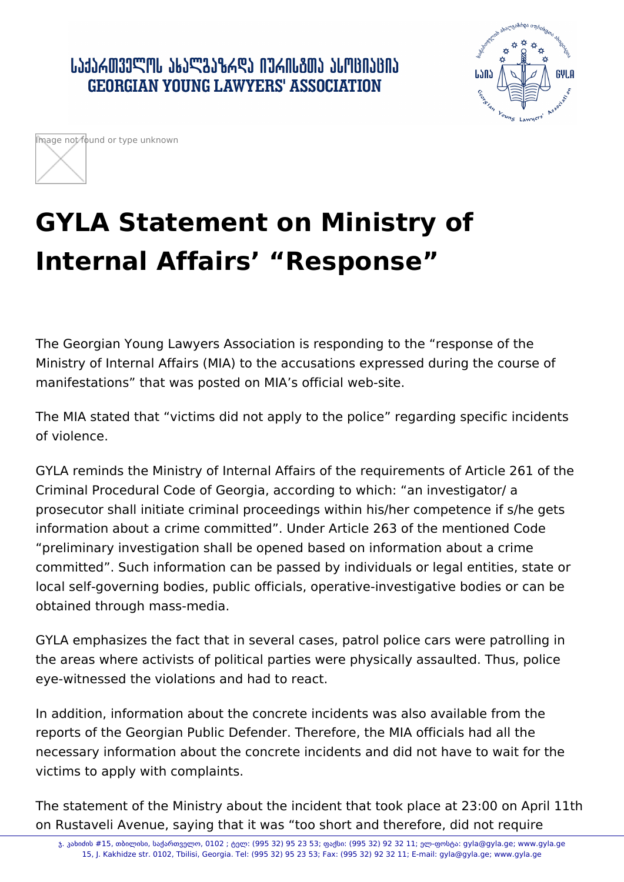# GYLA Statement on Ministry of Internal Affairs' "Response"

The Georgian Young Lawyers Association is responding to the "response of the Ministry of Internal Affairs (MIA) to the accusations expressed during the course of manifestations" that was posted on MIA's official web-site.

The MIA stated that "victims did not apply to the police" regarding specific incidents of violence.

GYLA reminds the Ministry of Internal Affairs of the requirements of Article 261 of the Criminal Procedural Code of Georgia, according to which: "an investigator/ a prosecutor shall initiate criminal proceedings within his/her competence if s/he gets information about a crime committed". Under Article 263 of the mentioned Code "preliminary investigation shall be opened based on information about a crime committed". Such information can be passed by individuals or legal entities, state or local self-governing bodies, public officials, operative-investigative bodies or can be obtained through mass-media.

GYLA emphasizes the fact that in several cases, patrol police cars were patrolling in the areas where activists of political parties were physically assaulted. Thus, police eye-witnessed the violations and had to react.

In addition, information about the concrete incidents was also available from the reports of the Georgian Public Defender. Therefore, the MIA officials had all the necessary information about the concrete incidents and did not have to wait for the victims to apply with complaints.

The statement of the Ministry about the incident that took place at 23:00 on April 11th on Rustaveli Avenue, saying that it was "too short and therefore, did not require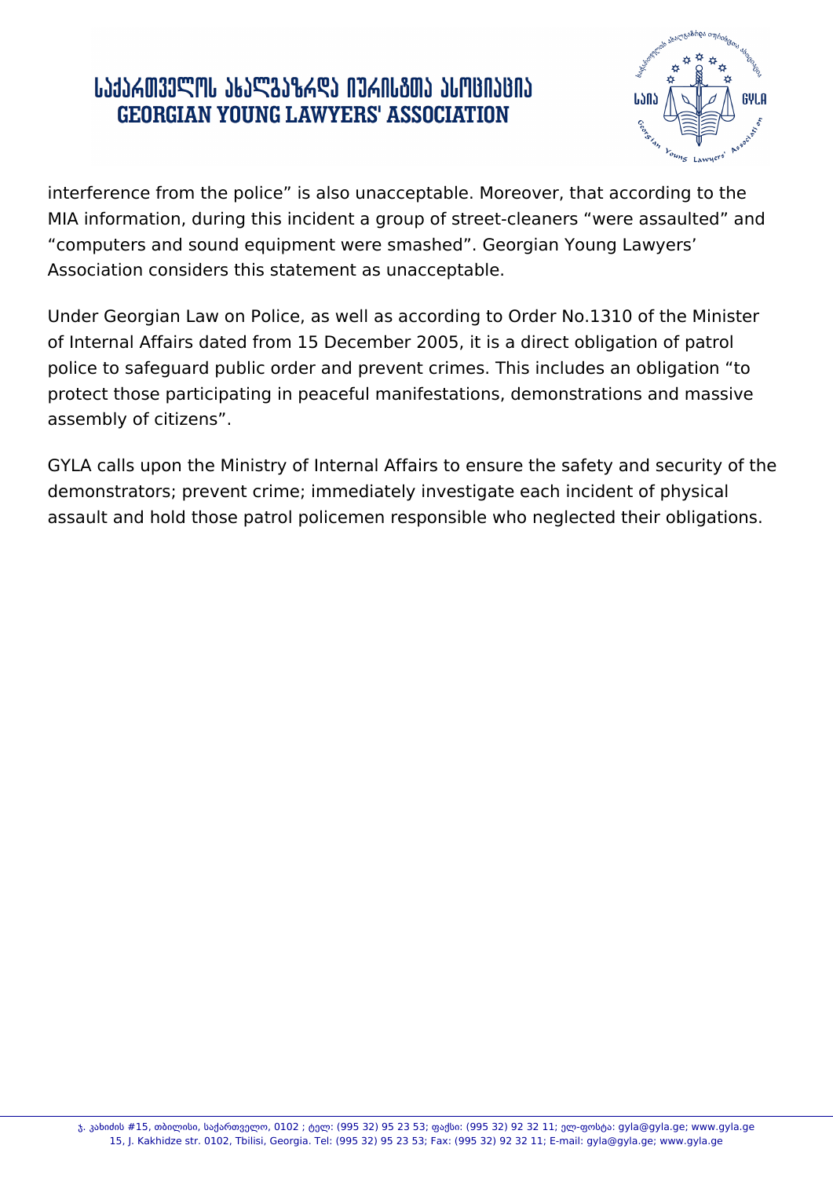interference from the police” is also unacceptable. Moreover, that according to the MIA information, during this incident a group of street-cleaners “were assaulted” and “computers and sound equipment were smashed”. Georgian Young Lawyers’ Association considers this statement as unacceptable.

Under Georgian Law on Police, as well as according to Order No.1310 of the Minister of Internal Affairs dated from 15 December 2005, it is a direct obligation of patrol police to safeguard public order and prevent crimes. This includes an obligation “to protect those participating in peaceful manifestations, demonstrations and massive assembly of citizens”.

GYLA calls upon the Ministry of Internal Affairs to ensure the safety and security of the demonstrators; prevent crime; immediately investigate each incident of physical assault and hold those patrol policemen responsible who neglected their obligations.